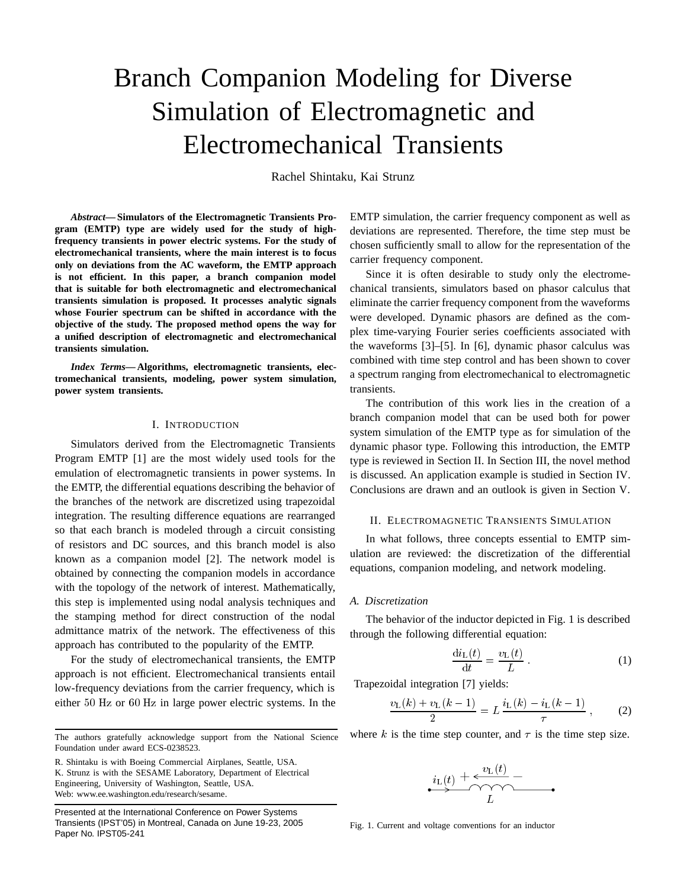# Branch Companion Modeling for Diverse Simulation of Electromagnetic and Electromechanical Transients

Rachel Shintaku, Kai Strunz

***Abstract*— Simulators of the Electromagnetic Transients Program (EMTP) type are widely used for the study of high-frequency transients in power electric systems. For the study of electromechanical transients, where the main interest is to focus only on deviations from the AC waveform, the EMTP approach is not efficient. In this paper, a branch companion model that is suitable for both electromagnetic and electromechanical transients simulation is proposed. It processes analytic signals whose Fourier spectrum can be shifted in accordance with the objective of the study. The proposed method opens the way for a unified description of electromagnetic and electromechanical transients simulation.**

***Index Terms*— Algorithms, electromagnetic transients, electromechanical transients, modeling, power system simulation, power system transients.**

## I. Introduction

Simulators derived from the Electromagnetic Transients Program EMTP [1] are the most widely used tools for the emulation of electromagnetic transients in power systems. In the EMTP, the differential equations describing the behavior of the branches of the network are discretized using trapezoidal integration. The resulting difference equations are rearranged so that each branch is modeled through a circuit consisting of resistors and DC sources, and this branch model is also known as a companion model [2]. The network model is obtained by connecting the companion models in accordance with the topology of the network of interest. Mathematically, this step is implemented using nodal analysis techniques and the stamping method for direct construction of the nodal admittance matrix of the network. The effectiveness of this approach has contributed to the popularity of the EMTP.

For the study of electromechanical transients, the EMTP approach is not efficient. Electromechanical transients entail low-frequency deviations from the carrier frequency, which is either $50$ Hz or $60$ Hz in large power electric systems. In the EMTP simulation, the carrier frequency component as well as deviations are represented. Therefore, the time step must be chosen sufficiently small to allow for the representation of the carrier frequency component.

Since it is often desirable to study only the electromechanical transients, simulators based on phasor calculus that eliminate the carrier frequency component from the waveforms were developed. Dynamic phasors are defined as the complex time-varying Fourier series coefficients associated with the waveforms [3]–[5]. In [6], dynamic phasor calculus was combined with time step control and has been shown to cover a spectrum ranging from electromechanical to electromagnetic transients.

The contribution of this work lies in the creation of a branch companion model that can be used both for power system simulation of the EMTP type as for simulation of the dynamic phasor type. Following this introduction, the EMTP type is reviewed in Section II. In Section III, the novel method is discussed. An application example is studied in Section IV. Conclusions are drawn and an outlook is given in Section V.

## II. Electromagnetic Transients Simulation

In what follows, three concepts essential to EMTP simulation are reviewed: the discretization of the differential equations, companion modeling, and network modeling.

### A. Discretization

The behavior of the inductor depicted in Fig. 1 is described through the following differential equation:

$$\frac{\mathrm{d}i_{\mathrm{L}}(t)}{\mathrm{d}t} = \frac{v_{\mathrm{L}}(t)}{L} \,. \tag{1}$$

Trapezoidal integration [7] yields:

$$\frac{v_{\mathrm{L}}(k) + v_{\mathrm{L}}(k-1)}{2} = L\,\frac{i_{\mathrm{L}}(k) - i_{\mathrm{L}}(k-1)}{\tau}\,, \tag{2}$$

where $k$ is the time step counter, and $\tau$ is the time step size.

$i_{\mathrm{L}}(t)$ $+$ $v_{\mathrm{L}}(t)$ $-$

$L$

Fig. 1. Current and voltage conventions for an inductor

The authors gratefully acknowledge support from the National Science Foundation under award ECS-0238523.

R. Shintaku is with Boeing Commercial Airplanes, Seattle, USA.
K. Strunz is with the SESAME Laboratory, Department of Electrical Engineering, University of Washington, Seattle, USA.
Web: www.ee.washington.edu/research/sesame.

Presented at the International Conference on Power Systems Transients (IPST'05) in Montreal, Canada on June 19-23, 2005
Paper No. IPST05-241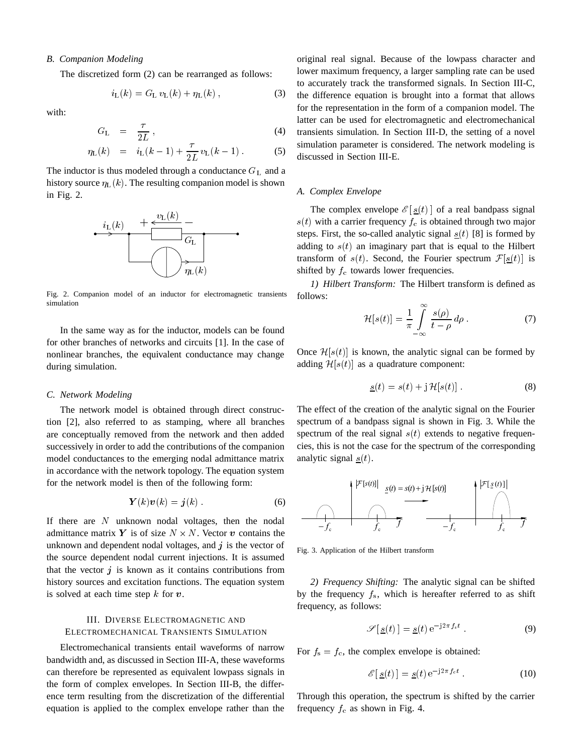### B. Companion Modeling

The discretized form (2) can be rearranged as follows:

$$i_{\mathrm{L}}(k) = G_{\mathrm{L}}\, v_{\mathrm{L}}(k) + \eta_{\mathrm{L}}(k)\,, \tag{3}$$

with:

$$G_{\mathrm{L}} = \frac{\tau}{2L}\,, \tag{4}$$

$$\eta_{\mathrm{L}}(k) = i_{\mathrm{L}}(k-1) + \frac{\tau}{2L}\, v_{\mathrm{L}}(k-1)\,. \tag{5}$$

The inductor is thus modeled through a conductance $G_{\mathrm{L}}$ and a history source $\eta_{\mathrm{L}}(k)$. The resulting companion model is shown in Fig. 2.

Fig. 2. Companion model of an inductor for electromagnetic transients simulation

In the same way as for the inductor, models can be found for other branches of networks and circuits [1]. In the case of nonlinear branches, the equivalent conductance may change during simulation.

### C. Network Modeling

The network model is obtained through direct construction [2], also referred to as stamping, where all branches are conceptually removed from the network and then added successively in order to add the contributions of the companion model conductances to the emerging nodal admittance matrix in accordance with the network topology. The equation system for the network model is then of the following form:

$$\boldsymbol{Y}(k)\boldsymbol{v}(k) = \boldsymbol{j}(k)\,. \tag{6}$$

If there are $N$ unknown nodal voltages, then the nodal admittance matrix $\boldsymbol{Y}$ is of size $N \times N$. Vector $\boldsymbol{v}$ contains the unknown and dependent nodal voltages, and $\boldsymbol{j}$ is the vector of the source dependent nodal current injections. It is assumed that the vector $\boldsymbol{j}$ is known as it contains contributions from history sources and excitation functions. The equation system is solved at each time step $k$ for $\boldsymbol{v}$.

## III. Diverse Electromagnetic and Electromechanical Transients Simulation

Electromechanical transients entail waveforms of narrow bandwidth and, as discussed in Section III-A, these waveforms can therefore be represented as equivalent lowpass signals in the form of complex envelopes. In Section III-B, the difference term resulting from the discretization of the differential equation is applied to the complex envelope rather than the original real signal. Because of the lowpass character and lower maximum frequency, a larger sampling rate can be used to accurately track the transformed signals. In Section III-C, the difference equation is brought into a format that allows for the representation in the form of a companion model. The latter can be used for electromagnetic and electromechanical transients simulation. In Section III-D, the setting of a novel simulation parameter is considered. The network modeling is discussed in Section III-E.

### A. Complex Envelope

The complex envelope $\mathscr{E}[\,\underline{s}(t)\,]$ of a real bandpass signal $s(t)$ with a carrier frequency $f_{\mathrm{c}}$ is obtained through two major steps. First, the so-called analytic signal $\underline{s}(t)$ [8] is formed by adding to $s(t)$ an imaginary part that is equal to the Hilbert transform of $s(t)$. Second, the Fourier spectrum $\mathcal{F}[\underline{s}(t)]$ is shifted by $f_{\mathrm{c}}$ towards lower frequencies.

*1) Hilbert Transform:* The Hilbert transform is defined as follows:

$$\mathcal{H}[s(t)] = \frac{1}{\pi}\int_{-\infty}^{\infty} \frac{s(\rho)}{t-\rho}\, d\rho\,. \tag{7}$$

Once $\mathcal{H}[s(t)]$ is known, the analytic signal can be formed by adding $\mathcal{H}[s(t)]$ as a quadrature component:

$$\underline{s}(t) = s(t) + \mathrm{j}\,\mathcal{H}[s(t)]\,. \tag{8}$$

The effect of the creation of the analytic signal on the Fourier spectrum of a bandpass signal is shown in Fig. 3. While the spectrum of the real signal $s(t)$ extends to negative frequencies, this is not the case for the spectrum of the corresponding analytic signal $\underline{s}(t)$.

Fig. 3. Application of the Hilbert transform

*2) Frequency Shifting:* The analytic signal can be shifted by the frequency $f_{\mathrm{s}}$, which is hereafter referred to as shift frequency, as follows:

$$\mathscr{S}[\,\underline{s}(t)\,] = \underline{s}(t)\,\mathrm{e}^{-\mathrm{j}2\pi f_{\mathrm{s}} t}\,. \tag{9}$$

For $f_{\mathrm{s}} = f_{\mathrm{c}}$, the complex envelope is obtained:

$$\mathscr{E}[\,\underline{s}(t)\,] = \underline{s}(t)\,\mathrm{e}^{-\mathrm{j}2\pi f_{\mathrm{c}} t}\,. \tag{10}$$

Through this operation, the spectrum is shifted by the carrier frequency $f_{\mathrm{c}}$ as shown in Fig. 4.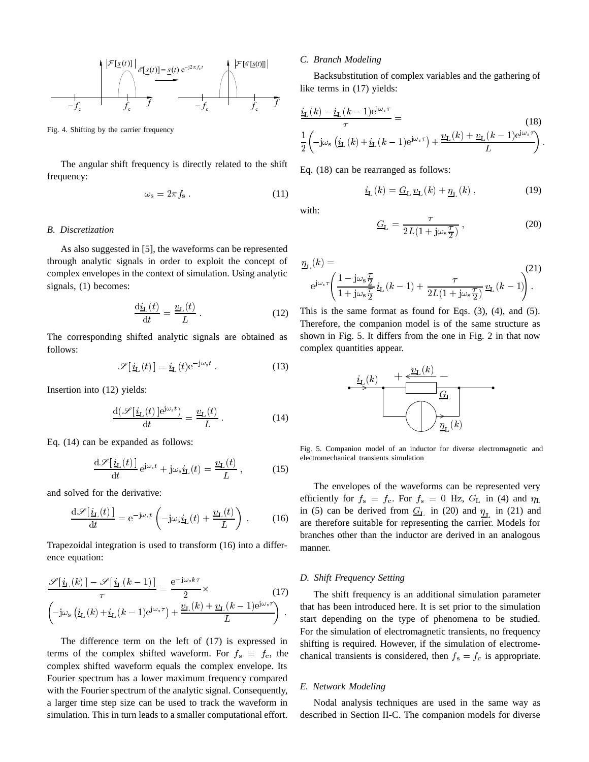Fig. 4. Shifting by the carrier frequency

The angular shift frequency is directly related to the shift frequency:

$$\omega_{\mathrm{s}} = 2\pi f_{\mathrm{s}} \; . \tag{11}$$

### B. Discretization

As also suggested in [5], the waveforms can be represented through analytic signals in order to exploit the concept of complex envelopes in the context of simulation. Using analytic signals, (1) becomes:

$$\frac{\mathrm{d}\underline{i}_{\mathrm{L}}(t)}{\mathrm{d}t} = \frac{\underline{v}_{\mathrm{L}}(t)}{L} \; . \tag{12}$$

The corresponding shifted analytic signals are obtained as follows:

$$\mathscr{S}[\,\underline{i}_{\mathrm{L}}(t)\,] = \underline{i}_{\mathrm{L}}(t)\mathrm{e}^{-\mathrm{j}\omega_{\mathrm{s}}t} \; . \tag{13}$$

Insertion into (12) yields:

$$\frac{\mathrm{d}(\mathscr{S}[\,\underline{i}_{\mathrm{L}}(t)\,]\mathrm{e}^{\mathrm{j}\omega_{\mathrm{s}}t})}{\mathrm{d}t} = \frac{\underline{v}_{\mathrm{L}}(t)}{L} \; . \tag{14}$$

Eq. (14) can be expanded as follows:

$$\frac{\mathrm{d}\mathscr{S}[\,\underline{i}_{\mathrm{L}}(t)\,]}{\mathrm{d}t}\,\mathrm{e}^{\mathrm{j}\omega_{\mathrm{s}}t} + \mathrm{j}\omega_{\mathrm{s}}\underline{i}_{\mathrm{L}}(t) = \frac{\underline{v}_{\mathrm{L}}(t)}{L} \; , \tag{15}$$

and solved for the derivative:

$$\frac{\mathrm{d}\mathscr{S}[\,\underline{i}_{\mathrm{L}}(t)\,]}{\mathrm{d}t} = \mathrm{e}^{-\mathrm{j}\omega_{\mathrm{s}}t}\left(-\mathrm{j}\omega_{\mathrm{s}}\underline{i}_{\mathrm{L}}(t) + \frac{\underline{v}_{\mathrm{L}}(t)}{L}\right) \; . \tag{16}$$

Trapezoidal integration is used to transform (16) into a difference equation:

$$\frac{\mathscr{S}[\,\underline{i}_{\mathrm{L}}(k)\,] - \mathscr{S}[\,\underline{i}_{\mathrm{L}}(k-1)\,]}{\tau} = \frac{\mathrm{e}^{-\mathrm{j}\omega_{\mathrm{s}}k\tau}}{2} \times \left(-\mathrm{j}\omega_{\mathrm{s}}\left(\underline{i}_{\mathrm{L}}(k) + \underline{i}_{\mathrm{L}}(k-1)\mathrm{e}^{\mathrm{j}\omega_{\mathrm{s}}\tau}\right) + \frac{\underline{v}_{\mathrm{L}}(k) + \underline{v}_{\mathrm{L}}(k-1)\mathrm{e}^{\mathrm{j}\omega_{\mathrm{s}}\tau}}{L}\right) \; . \tag{17}$$

The difference term on the left of (17) is expressed in terms of the complex shifted waveform. For $f_{\mathrm{s}} = f_{\mathrm{c}}$, the complex shifted waveform equals the complex envelope. Its Fourier spectrum has a lower maximum frequency compared with the Fourier spectrum of the analytic signal. Consequently, a larger time step size can be used to track the waveform in simulation. This in turn leads to a smaller computational effort.

### C. Branch Modeling

Backsubstitution of complex variables and the gathering of like terms in (17) yields:

$$\frac{\underline{i}_{\mathrm{L}}(k) - \underline{i}_{\mathrm{L}}(k-1)\mathrm{e}^{\mathrm{j}\omega_{\mathrm{s}}\tau}}{\tau} = \frac{1}{2}\left(-\mathrm{j}\omega_{\mathrm{s}}\left(\underline{i}_{\mathrm{L}}(k) + \underline{i}_{\mathrm{L}}(k-1)\mathrm{e}^{\mathrm{j}\omega_{\mathrm{s}}\tau}\right) + \frac{\underline{v}_{\mathrm{L}}(k) + \underline{v}_{\mathrm{L}}(k-1)\mathrm{e}^{\mathrm{j}\omega_{\mathrm{s}}\tau}}{L}\right) . \tag{18}$$

Eq. (18) can be rearranged as follows:

$$\underline{i}_{\mathrm{L}}(k) = \underline{G}_{\mathrm{L}}\,\underline{v}_{\mathrm{L}}(k) + \underline{\eta}_{\mathrm{L}}(k) \; , \tag{19}$$

with:

$$\underline{G}_{\mathrm{L}} = \frac{\tau}{2L(1 + \mathrm{j}\omega_{\mathrm{s}}\frac{\tau}{2})} \; , \tag{20}$$

$$\underline{\eta}_{\mathrm{L}}(k) = \mathrm{e}^{\mathrm{j}\omega_{\mathrm{s}}\tau}\left(\frac{1 - \mathrm{j}\omega_{\mathrm{s}}\frac{\tau}{2}}{1 + \mathrm{j}\omega_{\mathrm{s}}\frac{\tau}{2}}\,\underline{i}_{\mathrm{L}}(k-1) + \frac{\tau}{2L(1 + \mathrm{j}\omega_{\mathrm{s}}\frac{\tau}{2})}\,\underline{v}_{\mathrm{L}}(k-1)\right) . \tag{21}$$

This is the same format as found for Eqs. (3), (4), and (5). Therefore, the companion model is of the same structure as shown in Fig. 5. It differs from the one in Fig. 2 in that now complex quantities appear.

Fig. 5. Companion model of an inductor for diverse electromagnetic and electromechanical transients simulation

The envelopes of the waveforms can be represented very efficiently for $f_{\mathrm{s}} = f_{\mathrm{c}}$. For $f_{\mathrm{s}} = 0$ Hz, $G_{\mathrm{L}}$ in (4) and $\eta_{\mathrm{L}}$ in (5) can be derived from $\underline{G}_{\mathrm{L}}$ in (20) and $\underline{\eta}_{\mathrm{L}}$ in (21) and are therefore suitable for representing the carrier. Models for branches other than the inductor are derived in an analogous manner.

### D. Shift Frequency Setting

The shift frequency is an additional simulation parameter that has been introduced here. It is set prior to the simulation start depending on the type of phenomena to be studied. For the simulation of electromagnetic transients, no frequency shifting is required. However, if the simulation of electromechanical transients is considered, then $f_{\mathrm{s}} = f_{\mathrm{c}}$ is appropriate.

### E. Network Modeling

Nodal analysis techniques are used in the same way as described in Section II-C. The companion models for diverse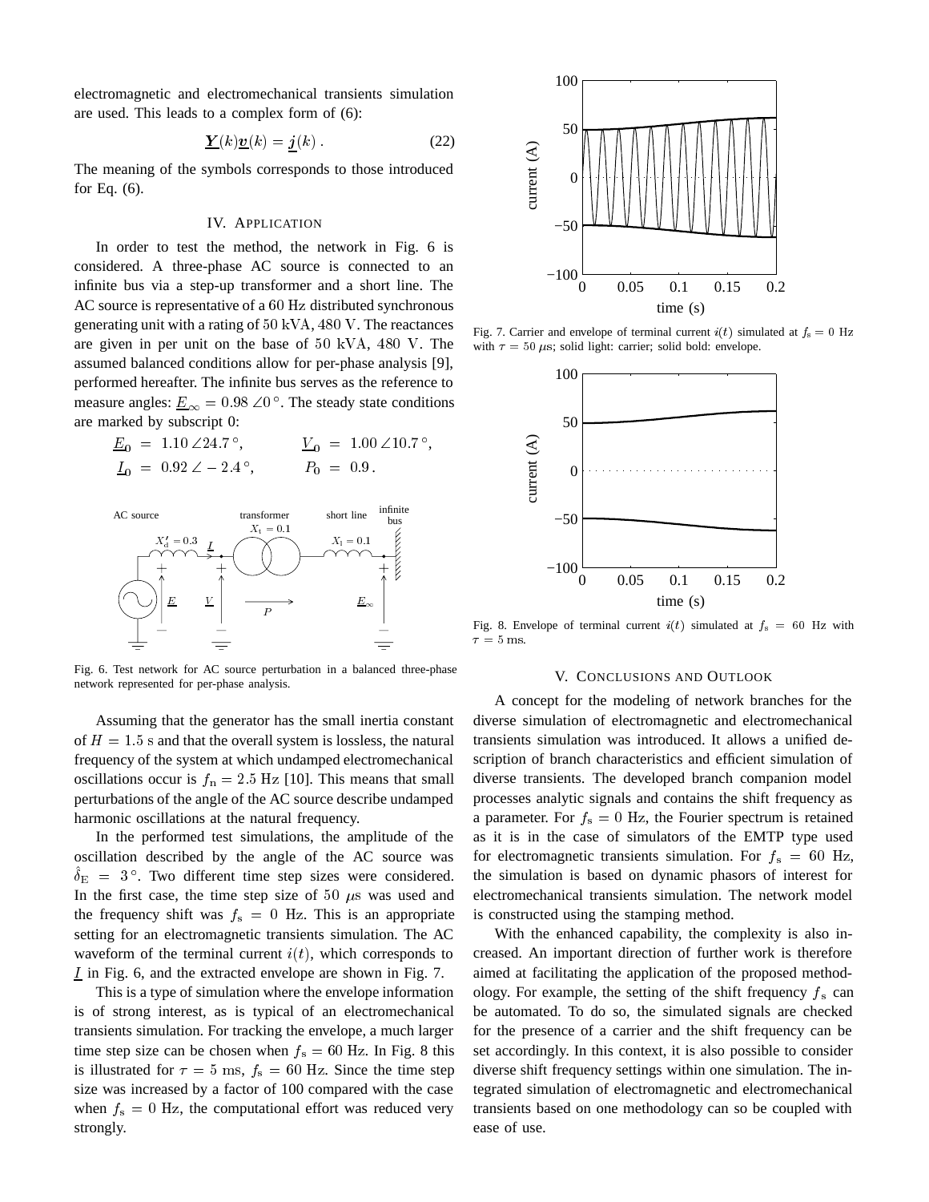electromagnetic and electromechanical transients simulation are used. This leads to a complex form of (6):

$$\underline{\boldsymbol{Y}}(k)\underline{\boldsymbol{v}}(k) = \underline{\boldsymbol{j}}(k)\,. \tag{22}$$

The meaning of the symbols corresponds to those introduced for Eq. (6).

## IV. Application

In order to test the method, the network in Fig. 6 is considered. A three-phase AC source is connected to an infinite bus via a step-up transformer and a short line. The AC source is representative of a 60 Hz distributed synchronous generating unit with a rating of 50 kVA, 480 V. The reactances are given in per unit on the base of 50 kVA, 480 V. The assumed balanced conditions allow for per-phase analysis [9], performed hereafter. The infinite bus serves as the reference to measure angles: $\underline{E}_{\infty} = 0.98\,\angle 0^\circ$. The steady state conditions are marked by subscript 0:

$$\underline{E}_0 \;=\; 1.10\,\angle 24.7^\circ, \qquad \underline{V}_0 \;=\; 1.00\,\angle 10.7^\circ,$$
$$\underline{I}_0 \;=\; 0.92\,\angle -2.4^\circ, \qquad P_0 \;=\; 0.9\,.$$

Fig. 6. Test network for AC source perturbation in a balanced three-phase network represented for per-phase analysis.

Assuming that the generator has the small inertia constant of $H = 1.5$ s and that the overall system is lossless, the natural frequency of the system at which undamped electromechanical oscillations occur is $f_{\mathrm{n}} = 2.5$ Hz [10]. This means that small perturbations of the angle of the AC source describe undamped harmonic oscillations at the natural frequency.

In the performed test simulations, the amplitude of the oscillation described by the angle of the AC source was $\hat{\delta}_{\mathrm{E}} = 3^\circ$. Two different time step sizes were considered. In the first case, the time step size of 50 $\mu$s was used and the frequency shift was $f_{\mathrm{s}} = 0$ Hz. This is an appropriate setting for an electromagnetic transients simulation. The AC waveform of the terminal current $i(t)$, which corresponds to $\underline{I}$ in Fig. 6, and the extracted envelope are shown in Fig. 7.

This is a type of simulation where the envelope information is of strong interest, as is typical of an electromechanical transients simulation. For tracking the envelope, a much larger time step size can be chosen when $f_{\mathrm{s}} = 60$ Hz. In Fig. 8 this is illustrated for $\tau = 5$ ms, $f_{\mathrm{s}} = 60$ Hz. Since the time step size was increased by a factor of 100 compared with the case when $f_{\mathrm{s}} = 0$ Hz, the computational effort was reduced very strongly.

Fig. 7. Carrier and envelope of terminal current $i(t)$ simulated at $f_{\mathrm{s}} = 0$ Hz with $\tau = 50\,\mu$s; solid light: carrier; solid bold: envelope.

Fig. 8. Envelope of terminal current $i(t)$ simulated at $f_{\mathrm{s}} = 60$ Hz with $\tau = 5$ ms.

## V. Conclusions and Outlook

A concept for the modeling of network branches for the diverse simulation of electromagnetic and electromechanical transients simulation was introduced. It allows a unified description of branch characteristics and efficient simulation of diverse transients. The developed branch companion model processes analytic signals and contains the shift frequency as a parameter. For $f_{\mathrm{s}} = 0$ Hz, the Fourier spectrum is retained as it is in the case of simulators of the EMTP type used for electromagnetic transients simulation. For $f_{\mathrm{s}} = 60$ Hz, the simulation is based on dynamic phasors of interest for electromechanical transients simulation. The network model is constructed using the stamping method.

With the enhanced capability, the complexity is also increased. An important direction of further work is therefore aimed at facilitating the application of the proposed methodology. For example, the setting of the shift frequency $f_{\mathrm{s}}$ can be automated. To do so, the simulated signals are checked for the presence of a carrier and the shift frequency can be set accordingly. In this context, it is also possible to consider diverse shift frequency settings within one simulation. The integrated simulation of electromagnetic and electromechanical transients based on one methodology can so be coupled with ease of use.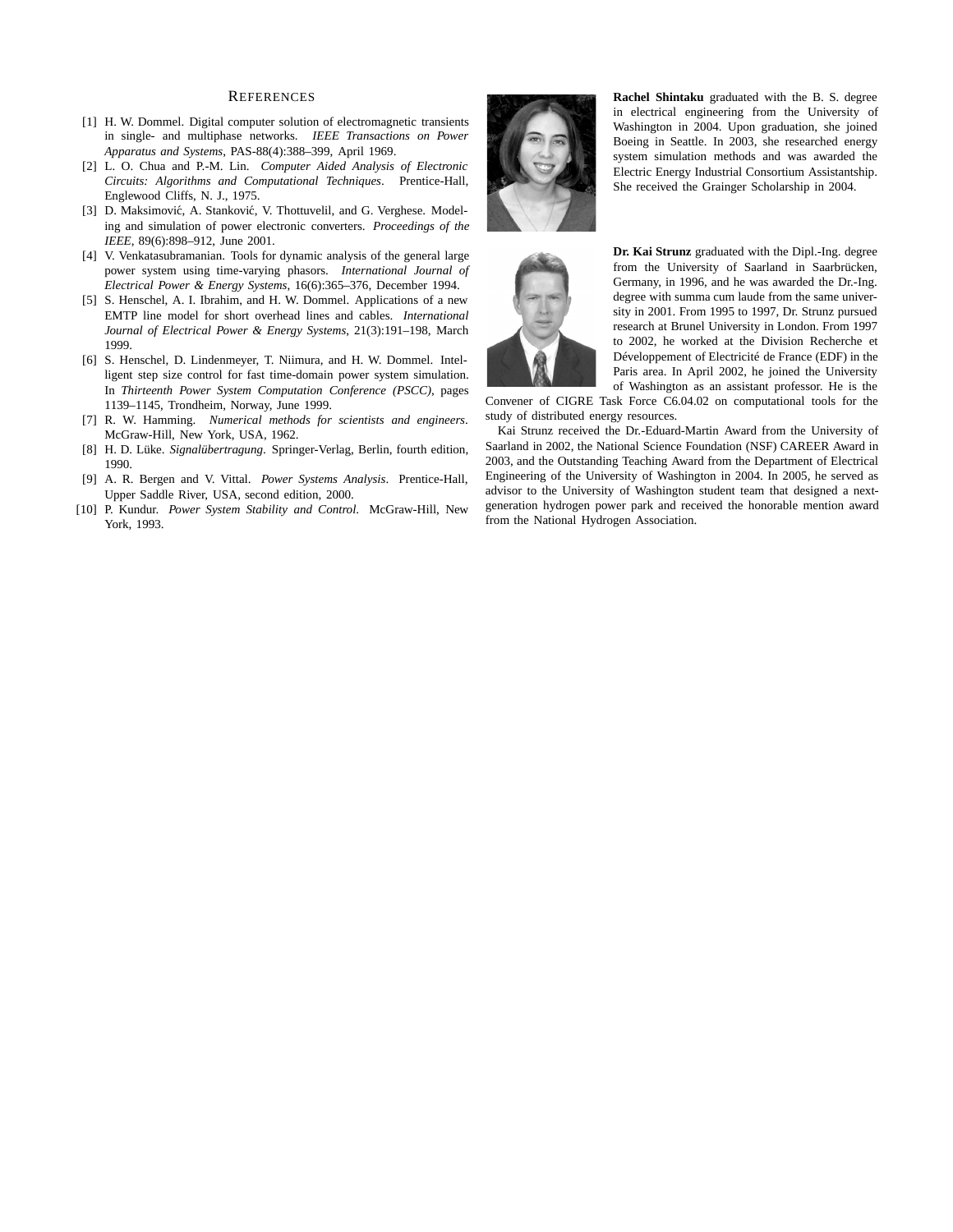## References

[1] H. W. Dommel. Digital computer solution of electromagnetic transients in single- and multiphase networks. *IEEE Transactions on Power Apparatus and Systems*, PAS-88(4):388–399, April 1969.

[2] L. O. Chua and P.-M. Lin. *Computer Aided Analysis of Electronic Circuits: Algorithms and Computational Techniques*. Prentice-Hall, Englewood Cliffs, N. J., 1975.

[3] D. Maksimović, A. Stanković, V. Thottuvelil, and G. Verghese. Modeling and simulation of power electronic converters. *Proceedings of the IEEE*, 89(6):898–912, June 2001.

[4] V. Venkatasubramanian. Tools for dynamic analysis of the general large power system using time-varying phasors. *International Journal of Electrical Power & Energy Systems*, 16(6):365–376, December 1994.

[5] S. Henschel, A. I. Ibrahim, and H. W. Dommel. Applications of a new EMTP line model for short overhead lines and cables. *International Journal of Electrical Power & Energy Systems*, 21(3):191–198, March 1999.

[6] S. Henschel, D. Lindenmeyer, T. Niimura, and H. W. Dommel. Intelligent step size control for fast time-domain power system simulation. In *Thirteenth Power System Computation Conference (PSCC)*, pages 1139–1145, Trondheim, Norway, June 1999.

[7] R. W. Hamming. *Numerical methods for scientists and engineers*. McGraw-Hill, New York, USA, 1962.

[8] H. D. Lüke. *Signalübertragung*. Springer-Verlag, Berlin, fourth edition, 1990.

[9] A. R. Bergen and V. Vittal. *Power Systems Analysis*. Prentice-Hall, Upper Saddle River, USA, second edition, 2000.

[10] P. Kundur. *Power System Stability and Control*. McGraw-Hill, New York, 1993.

**Rachel Shintaku** graduated with the B. S. degree in electrical engineering from the University of Washington in 2004. Upon graduation, she joined Boeing in Seattle. In 2003, she researched energy system simulation methods and was awarded the Electric Energy Industrial Consortium Assistantship. She received the Grainger Scholarship in 2004.

**Dr. Kai Strunz** graduated with the Dipl.-Ing. degree from the University of Saarland in Saarbrücken, Germany, in 1996, and he was awarded the Dr.-Ing. degree with summa cum laude from the same university in 2001. From 1995 to 1997, Dr. Strunz pursued research at Brunel University in London. From 1997 to 2002, he worked at the Division Recherche et Développement of Electricité de France (EDF) in the Paris area. In April 2002, he joined the University of Washington as an assistant professor. He is the Convener of CIGRE Task Force C6.04.02 on computational tools for the study of distributed energy resources.

Kai Strunz received the Dr.-Eduard-Martin Award from the University of Saarland in 2002, the National Science Foundation (NSF) CAREER Award in 2003, and the Outstanding Teaching Award from the Department of Electrical Engineering of the University of Washington in 2004. In 2005, he served as advisor to the University of Washington student team that designed a next-generation hydrogen power park and received the honorable mention award from the National Hydrogen Association.